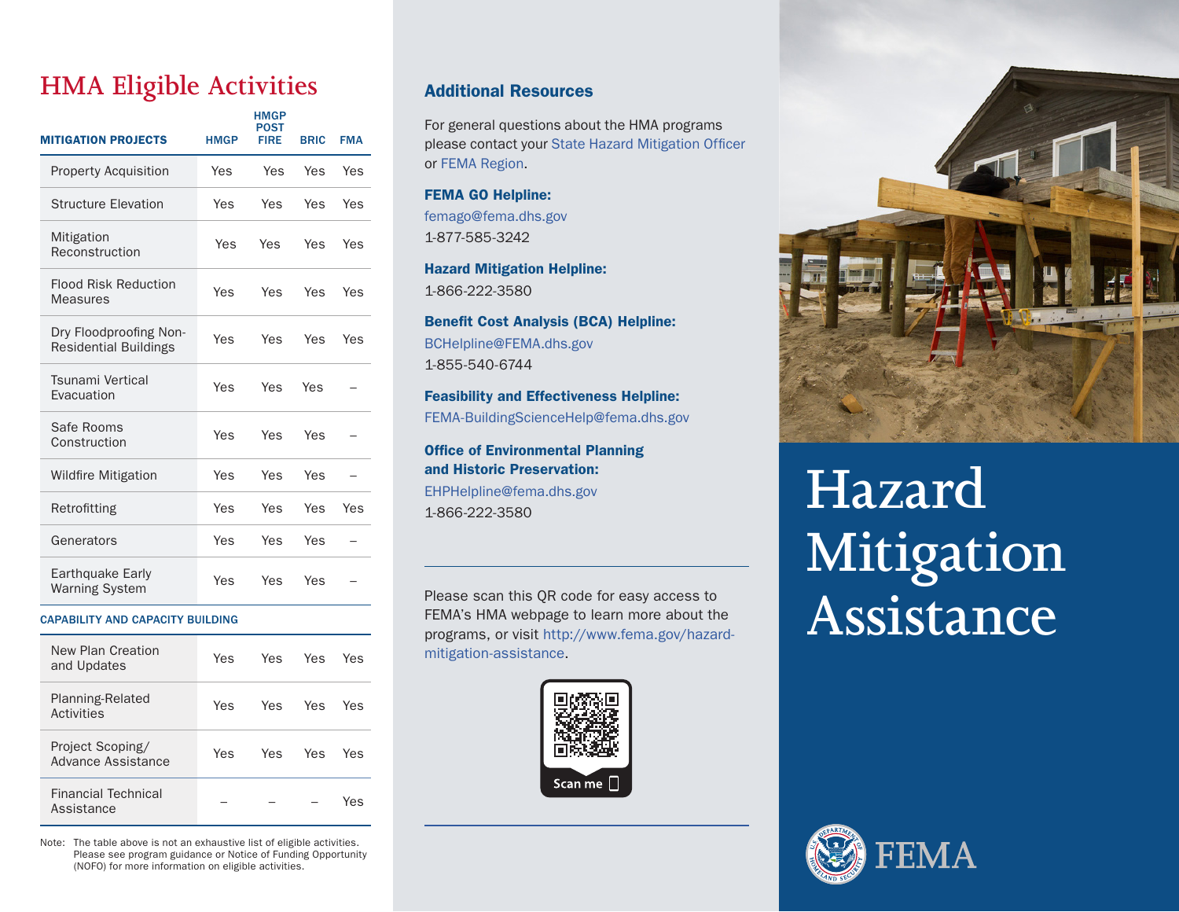# HMA Eligible Activities

| MITIGATION PROJECTS | HMGP | HMGP POST FIRE | BRIC | FMA |
|---|---|---|---|---|
| Property Acquisition | Yes | Yes | Yes | Yes |
| Structure Elevation | Yes | Yes | Yes | Yes |
| Mitigation Reconstruction | Yes | Yes | Yes | Yes |
| Flood Risk Reduction Measures | Yes | Yes | Yes | Yes |
| Dry Floodproofing Non-Residential Buildings | Yes | Yes | Yes | Yes |
| Tsunami Vertical Evacuation | Yes | Yes | Yes | – |
| Safe Rooms Construction | Yes | Yes | Yes | – |
| Wildfire Mitigation | Yes | Yes | Yes | – |
| Retrofitting | Yes | Yes | Yes | Yes |
| Generators | Yes | Yes | Yes | – |
| Earthquake Early Warning System | Yes | Yes | Yes | – |
| **CAPABILITY AND CAPACITY BUILDING** | | | | |
| New Plan Creation and Updates | Yes | Yes | Yes | Yes |
| Planning-Related Activities | Yes | Yes | Yes | Yes |
| Project Scoping/ Advance Assistance | Yes | Yes | Yes | Yes |
| Financial Technical Assistance | – | – | – | Yes |

Note: The table above is not an exhaustive list of eligible activities. Please see program guidance or Notice of Funding Opportunity (NOFO) for more information on eligible activities.

## Additional Resources

For general questions about the HMA programs please contact your State Hazard Mitigation Officer or FEMA Region.

**FEMA GO Helpline:**
femago@fema.dhs.gov
1-877-585-3242

**Hazard Mitigation Helpline:**
1-866-222-3580

**Benefit Cost Analysis (BCA) Helpline:**
BCHelpline@FEMA.dhs.gov
1-855-540-6744

**Feasibility and Effectiveness Helpline:**
FEMA-BuildingScienceHelp@fema.dhs.gov

**Office of Environmental Planning and Historic Preservation:**
EHPHelpline@fema.dhs.gov
1-866-222-3580

Please scan this QR code for easy access to FEMA's HMA webpage to learn more about the programs, or visit http://www.fema.gov/hazard-mitigation-assistance.

Scan me

# Hazard Mitigation Assistance

FEMA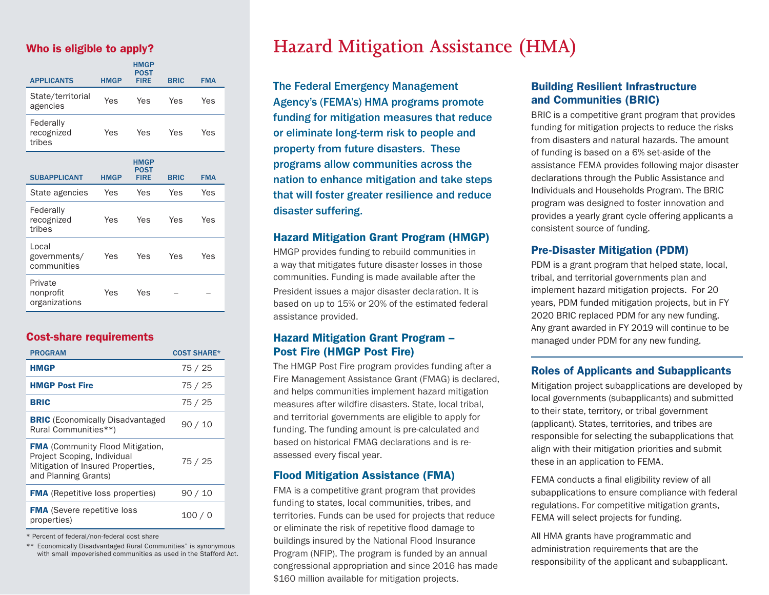# Hazard Mitigation Assistance (HMA)

**The Federal Emergency Management Agency's (FEMA's) HMA programs promote funding for mitigation measures that reduce or eliminate long-term risk to people and property from future disasters. These programs allow communities across the nation to enhance mitigation and take steps that will foster greater resilience and reduce disaster suffering.**

### Hazard Mitigation Grant Program (HMGP)

HMGP provides funding to rebuild communities in a way that mitigates future disaster losses in those communities. Funding is made available after the President issues a major disaster declaration. It is based on up to 15% or 20% of the estimated federal assistance provided.

### Hazard Mitigation Grant Program – Post Fire (HMGP Post Fire)

The HMGP Post Fire program provides funding after a Fire Management Assistance Grant (FMAG) is declared, and helps communities implement hazard mitigation measures after wildfire disasters. State, local tribal, and territorial governments are eligible to apply for funding. The funding amount is pre-calculated and based on historical FMAG declarations and is re-assessed every fiscal year.

### Flood Mitigation Assistance (FMA)

FMA is a competitive grant program that provides funding to states, local communities, tribes, and territories. Funds can be used for projects that reduce or eliminate the risk of repetitive flood damage to buildings insured by the National Flood Insurance Program (NFIP). The program is funded by an annual congressional appropriation and since 2016 has made $160 million available for mitigation projects.

### Building Resilient Infrastructure and Communities (BRIC)

BRIC is a competitive grant program that provides funding for mitigation projects to reduce the risks from disasters and natural hazards. The amount of funding is based on a 6% set-aside of the assistance FEMA provides following major disaster declarations through the Public Assistance and Individuals and Households Program. The BRIC program was designed to foster innovation and provides a yearly grant cycle offering applicants a consistent source of funding.

### Pre-Disaster Mitigation (PDM)

PDM is a grant program that helped state, local, tribal, and territorial governments plan and implement hazard mitigation projects. For 20 years, PDM funded mitigation projects, but in FY 2020 BRIC replaced PDM for any new funding. Any grant awarded in FY 2019 will continue to be managed under PDM for any new funding.

### Roles of Applicants and Subapplicants

Mitigation project subapplications are developed by local governments (subapplicants) and submitted to their state, territory, or tribal government (applicant). States, territories, and tribes are responsible for selecting the subapplications that align with their mitigation priorities and submit these in an application to FEMA.

FEMA conducts a final eligibility review of all subapplications to ensure compliance with federal regulations. For competitive mitigation grants, FEMA will select projects for funding.

All HMA grants have programmatic and administration requirements that are the responsibility of the applicant and subapplicant.

## Who is eligible to apply?

| APPLICANTS | HMGP | HMGP POST FIRE | BRIC | FMA |
|---|---|---|---|---|
| State/territorial agencies | Yes | Yes | Yes | Yes |
| Federally recognized tribes | Yes | Yes | Yes | Yes |

| SUBAPPLICANT | HMGP | HMGP POST FIRE | BRIC | FMA |
|---|---|---|---|---|
| State agencies | Yes | Yes | Yes | Yes |
| Federally recognized tribes | Yes | Yes | Yes | Yes |
| Local governments/ communities | Yes | Yes | Yes | Yes |
| Private nonprofit organizations | Yes | Yes | – | – |

## Cost-share requirements

| PROGRAM | COST SHARE* |
|---|---|
| **HMGP** | 75 / 25 |
| **HMGP Post Fire** | 75 / 25 |
| **BRIC** | 75 / 25 |
| **BRIC** (Economically Disadvantaged Rural Communities**) | 90 / 10 |
| **FMA** (Community Flood Mitigation, Project Scoping, Individual Mitigation of Insured Properties, and Planning Grants) | 75 / 25 |
| **FMA** (Repetitive loss properties) | 90 / 10 |
| **FMA** (Severe repetitive loss properties) | 100 / 0 |

\* Percent of federal/non-federal cost share

** Economically Disadvantaged Rural Communities" is synonymous with small impoverished communities as used in the Stafford Act.